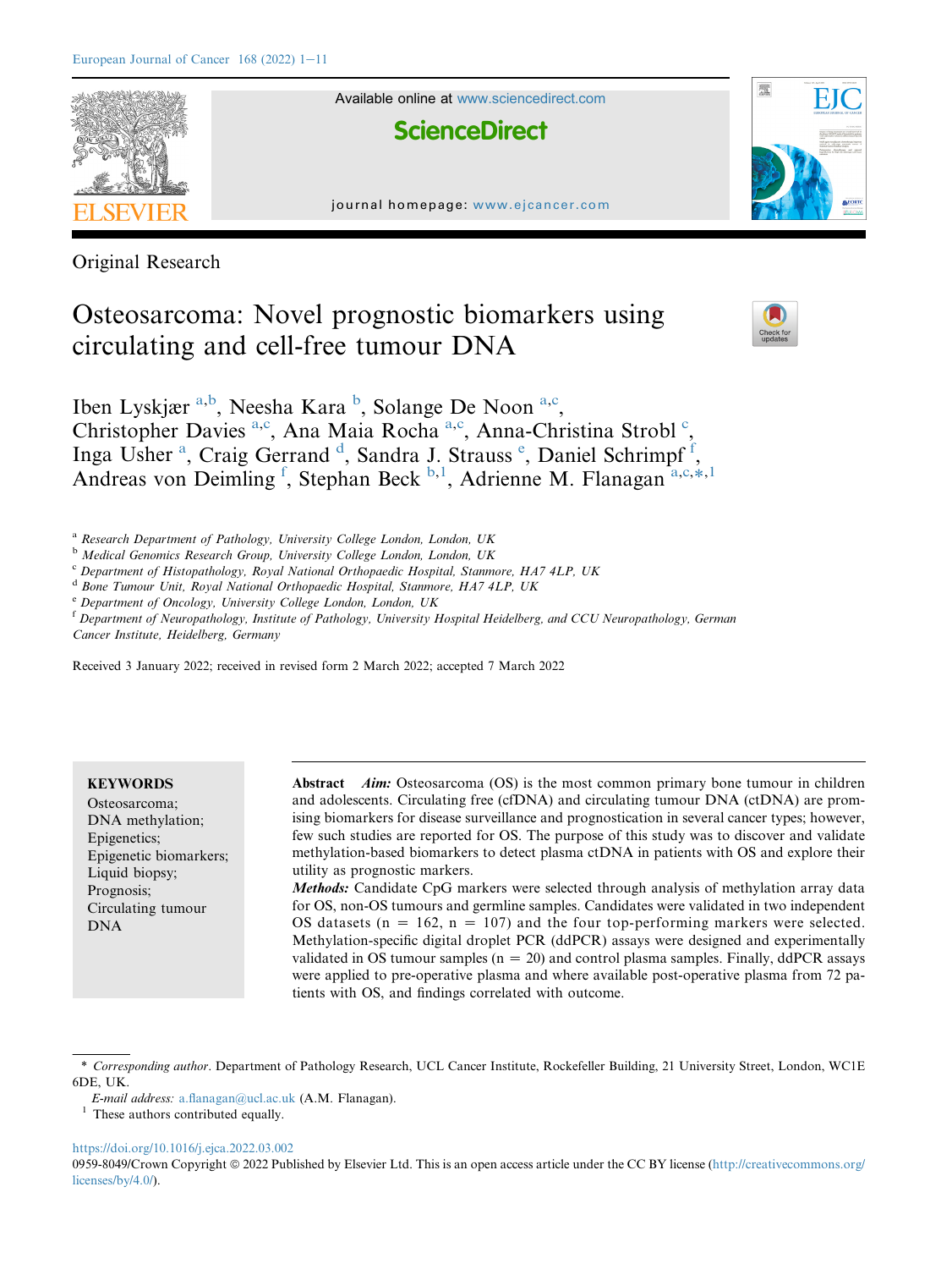Original Research

# Osteosarcoma: Novel prognostic biomarkers using circulating and cell-free tumour DNA

Iben Lyskjær [a,b], Neesha Kara [b], Solange De Noon [a,c], Christopher Davies [a,c], Ana Maia Rocha [a,c], Anna-Christina Strobl [c], Inga Usher [a], Craig Gerrand [d], Sandra J. Strauss [e], Daniel Schrimpf [f], Andreas von Deimling [f], Stephan Beck [b,1], Adrienne M. Flanagan [a,c,*,1]

[a] Research Department of Pathology, University College London, London, UK
[b] Medical Genomics Research Group, University College London, London, UK
[c] Department of Histopathology, Royal National Orthopaedic Hospital, Stanmore, HA7 4LP, UK
[d] Bone Tumour Unit, Royal National Orthopaedic Hospital, Stanmore, HA7 4LP, UK
[e] Department of Oncology, University College London, London, UK
[f] Department of Neuropathology, Institute of Pathology, University Hospital Heidelberg, and CCU Neuropathology, German Cancer Institute, Heidelberg, Germany

Received 3 January 2022; received in revised form 2 March 2022; accepted 7 March 2022

**KEYWORDS**
Osteosarcoma;
DNA methylation;
Epigenetics;
Epigenetic biomarkers;
Liquid biopsy;
Prognosis;
Circulating tumour DNA

**Abstract** ***Aim:*** Osteosarcoma (OS) is the most common primary bone tumour in children and adolescents. Circulating free (cfDNA) and circulating tumour DNA (ctDNA) are promising biomarkers for disease surveillance and prognostication in several cancer types; however, few such studies are reported for OS. The purpose of this study was to discover and validate methylation-based biomarkers to detect plasma ctDNA in patients with OS and explore their utility as prognostic markers.

***Methods:*** Candidate CpG markers were selected through analysis of methylation array data for OS, non-OS tumours and germline samples. Candidates were validated in two independent OS datasets (n = 162, n = 107) and the four top-performing markers were selected. Methylation-specific digital droplet PCR (ddPCR) assays were designed and experimentally validated in OS tumour samples (n = 20) and control plasma samples. Finally, ddPCR assays were applied to pre-operative plasma and where available post-operative plasma from 72 patients with OS, and findings correlated with outcome.

* *Corresponding author*. Department of Pathology Research, UCL Cancer Institute, Rockefeller Building, 21 University Street, London, WC1E 6DE, UK.

*E-mail address:* a.flanagan@ucl.ac.uk (A.M. Flanagan).

[1] These authors contributed equally.

https://doi.org/10.1016/j.ejca.2022.03.002

0959-8049/Crown Copyright © 2022 Published by Elsevier Ltd. This is an open access article under the CC BY license (http://creativecommons.org/licenses/by/4.0/).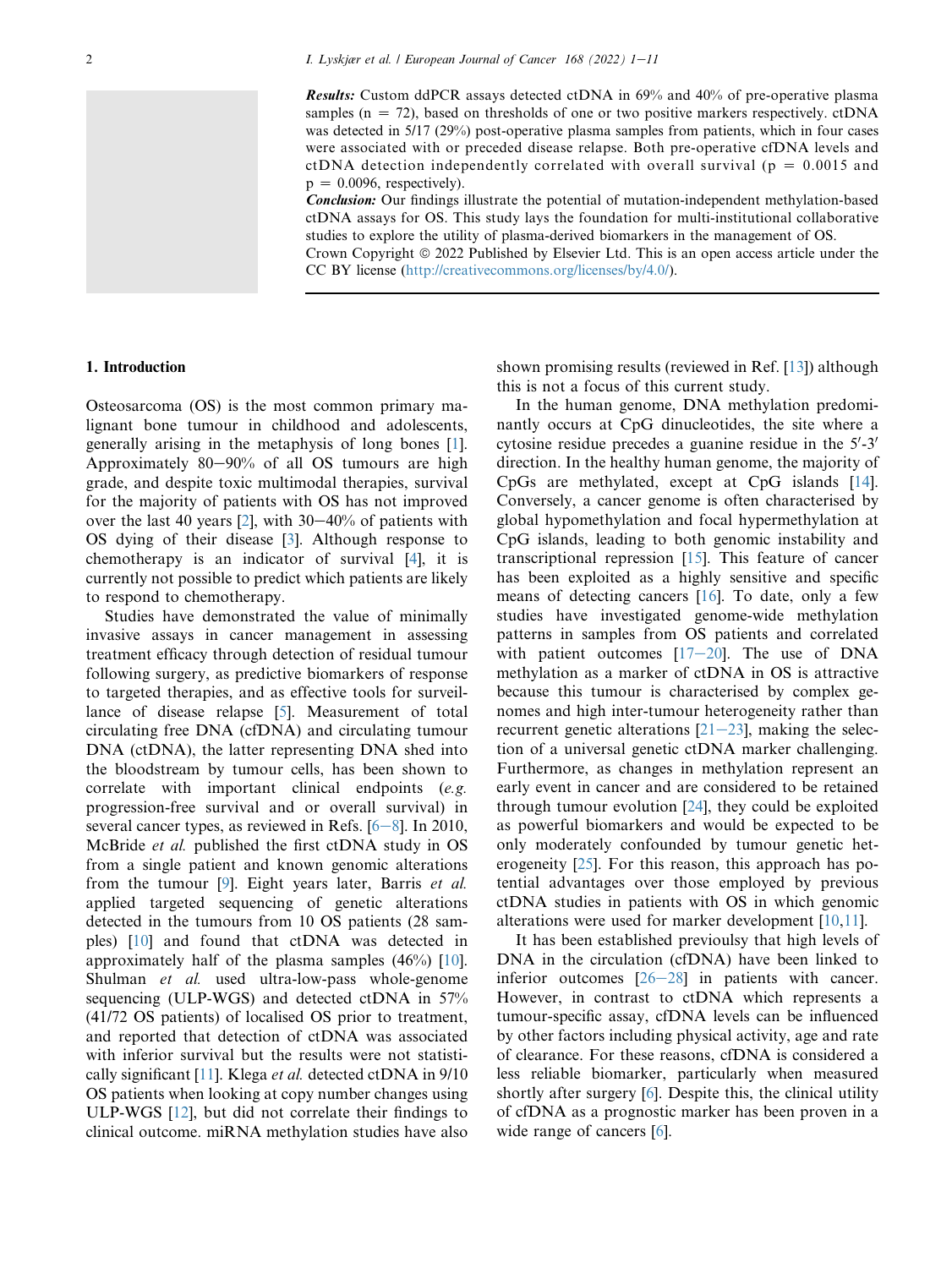***Results:*** Custom ddPCR assays detected ctDNA in 69% and 40% of pre-operative plasma samples (n = 72), based on thresholds of one or two positive markers respectively. ctDNA was detected in 5/17 (29%) post-operative plasma samples from patients, which in four cases were associated with or preceded disease relapse. Both pre-operative cfDNA levels and ctDNA detection independently correlated with overall survival (p = 0.0015 and p = 0.0096, respectively).

***Conclusion:*** Our findings illustrate the potential of mutation-independent methylation-based ctDNA assays for OS. This study lays the foundation for multi-institutional collaborative studies to explore the utility of plasma-derived biomarkers in the management of OS.

Crown Copyright © 2022 Published by Elsevier Ltd. This is an open access article under the CC BY license (http://creativecommons.org/licenses/by/4.0/).

## 1. Introduction

Osteosarcoma (OS) is the most common primary malignant bone tumour in childhood and adolescents, generally arising in the metaphysis of long bones [1]. Approximately 80−90% of all OS tumours are high grade, and despite toxic multimodal therapies, survival for the majority of patients with OS has not improved over the last 40 years [2], with 30−40% of patients with OS dying of their disease [3]. Although response to chemotherapy is an indicator of survival [4], it is currently not possible to predict which patients are likely to respond to chemotherapy.

Studies have demonstrated the value of minimally invasive assays in cancer management in assessing treatment efficacy through detection of residual tumour following surgery, as predictive biomarkers of response to targeted therapies, and as effective tools for surveillance of disease relapse [5]. Measurement of total circulating free DNA (cfDNA) and circulating tumour DNA (ctDNA), the latter representing DNA shed into the bloodstream by tumour cells, has been shown to correlate with important clinical endpoints (*e.g.* progression-free survival and or overall survival) in several cancer types, as reviewed in Refs. [6−8]. In 2010, McBride *et al.* published the first ctDNA study in OS from a single patient and known genomic alterations from the tumour [9]. Eight years later, Barris *et al.* applied targeted sequencing of genetic alterations detected in the tumours from 10 OS patients (28 samples) [10] and found that ctDNA was detected in approximately half of the plasma samples (46%) [10]. Shulman *et al.* used ultra-low-pass whole-genome sequencing (ULP-WGS) and detected ctDNA in 57% (41/72 OS patients) of localised OS prior to treatment, and reported that detection of ctDNA was associated with inferior survival but the results were not statistically significant [11]. Klega *et al.* detected ctDNA in 9/10 OS patients when looking at copy number changes using ULP-WGS [12], but did not correlate their findings to clinical outcome. miRNA methylation studies have also shown promising results (reviewed in Ref. [13]) although this is not a focus of this current study.

In the human genome, DNA methylation predominantly occurs at CpG dinucleotides, the site where a cytosine residue precedes a guanine residue in the 5′-3′ direction. In the healthy human genome, the majority of CpGs are methylated, except at CpG islands [14]. Conversely, a cancer genome is often characterised by global hypomethylation and focal hypermethylation at CpG islands, leading to both genomic instability and transcriptional repression [15]. This feature of cancer has been exploited as a highly sensitive and specific means of detecting cancers [16]. To date, only a few studies have investigated genome-wide methylation patterns in samples from OS patients and correlated with patient outcomes [17−20]. The use of DNA methylation as a marker of ctDNA in OS is attractive because this tumour is characterised by complex genomes and high inter-tumour heterogeneity rather than recurrent genetic alterations [21−23], making the selection of a universal genetic ctDNA marker challenging. Furthermore, as changes in methylation represent an early event in cancer and are considered to be retained through tumour evolution [24], they could be exploited as powerful biomarkers and would be expected to be only moderately confounded by tumour genetic heterogeneity [25]. For this reason, this approach has potential advantages over those employed by previous ctDNA studies in patients with OS in which genomic alterations were used for marker development [10,11].

It has been established previoulsy that high levels of DNA in the circulation (cfDNA) have been linked to inferior outcomes [26−28] in patients with cancer. However, in contrast to ctDNA which represents a tumour-specific assay, cfDNA levels can be influenced by other factors including physical activity, age and rate of clearance. For these reasons, cfDNA is considered a less reliable biomarker, particularly when measured shortly after surgery [6]. Despite this, the clinical utility of cfDNA as a prognostic marker has been proven in a wide range of cancers [6].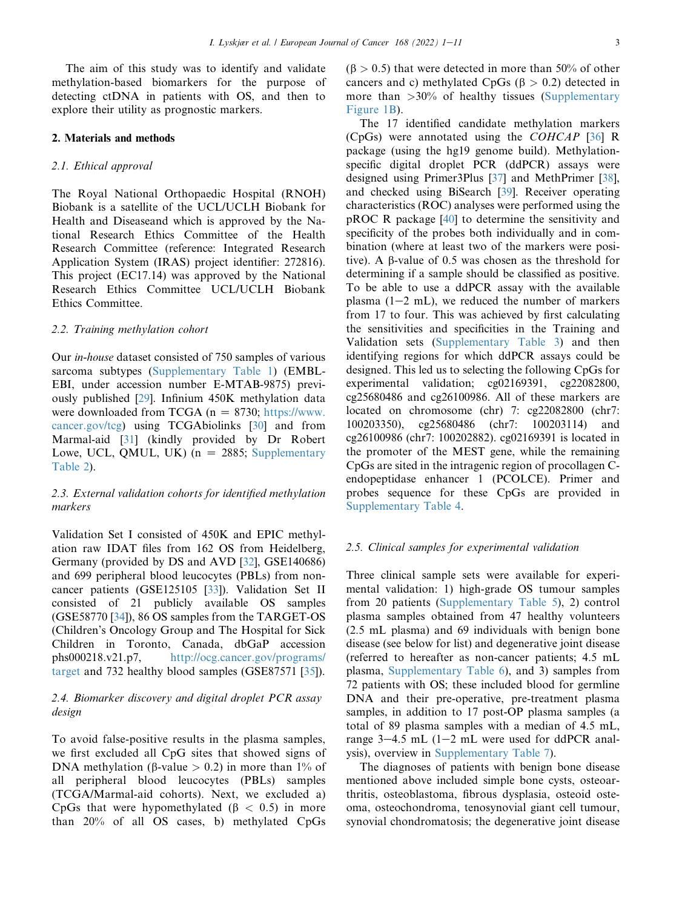The aim of this study was to identify and validate methylation-based biomarkers for the purpose of detecting ctDNA in patients with OS, and then to explore their utility as prognostic markers.

## 2. Materials and methods

### 2.1. Ethical approval

The Royal National Orthopaedic Hospital (RNOH) Biobank is a satellite of the UCL/UCLH Biobank for Health and Diseaseand which is approved by the National Research Ethics Committee of the Health Research Committee (reference: Integrated Research Application System (IRAS) project identifier: 272816). This project (EC17.14) was approved by the National Research Ethics Committee UCL/UCLH Biobank Ethics Committee.

### 2.2. Training methylation cohort

Our *in-house* dataset consisted of 750 samples of various sarcoma subtypes (Supplementary Table 1) (EMBL-EBI, under accession number E-MTAB-9875) previously published [29]. Infinium 450K methylation data were downloaded from TCGA (n = 8730; https://www.cancer.gov/tcg) using TCGAbiolinks [30] and from Marmal-aid [31] (kindly provided by Dr Robert Lowe, UCL, QMUL, UK) (n = 2885; Supplementary Table 2).

### 2.3. External validation cohorts for identified methylation markers

Validation Set I consisted of 450K and EPIC methylation raw IDAT files from 162 OS from Heidelberg, Germany (provided by DS and AVD [32], GSE140686) and 699 peripheral blood leucocytes (PBLs) from non-cancer patients (GSE125105 [33]). Validation Set II consisted of 21 publicly available OS samples (GSE58770 [34]), 86 OS samples from the TARGET-OS (Children's Oncology Group and The Hospital for Sick Children in Toronto, Canada, dbGaP accession phs000218.v21.p7, http://ocg.cancer.gov/programs/target and 732 healthy blood samples (GSE87571 [35]).

### 2.4. Biomarker discovery and digital droplet PCR assay design

To avoid false-positive results in the plasma samples, we first excluded all CpG sites that showed signs of DNA methylation (β-value > 0.2) in more than 1% of all peripheral blood leucocytes (PBLs) samples (TCGA/Marmal-aid cohorts). Next, we excluded a) CpGs that were hypomethylated (β < 0.5) in more than 20% of all OS cases, b) methylated CpGs (β > 0.5) that were detected in more than 50% of other cancers and c) methylated CpGs (β > 0.2) detected in more than >30% of healthy tissues (Supplementary Figure 1B).

The 17 identified candidate methylation markers (CpGs) were annotated using the *COHCAP* [36] R package (using the hg19 genome build). Methylation-specific digital droplet PCR (ddPCR) assays were designed using Primer3Plus [37] and MethPrimer [38], and checked using BiSearch [39]. Receiver operating characteristics (ROC) analyses were performed using the pROC R package [40] to determine the sensitivity and specificity of the probes both individually and in combination (where at least two of the markers were positive). A β-value of 0.5 was chosen as the threshold for determining if a sample should be classified as positive. To be able to use a ddPCR assay with the available plasma (1–2 mL), we reduced the number of markers from 17 to four. This was achieved by first calculating the sensitivities and specificities in the Training and Validation sets (Supplementary Table 3) and then identifying regions for which ddPCR assays could be designed. This led us to selecting the following CpGs for experimental validation; cg02169391, cg22082800, cg25680486 and cg26100986. All of these markers are located on chromosome (chr) 7: cg22082800 (chr7: 100203350), cg25680486 (chr7: 100203114) and cg26100986 (chr7: 100202882). cg02169391 is located in the promoter of the MEST gene, while the remaining CpGs are sited in the intragenic region of procollagen C-endopeptidase enhancer 1 (PCOLCE). Primer and probes sequence for these CpGs are provided in Supplementary Table 4.

### 2.5. Clinical samples for experimental validation

Three clinical sample sets were available for experimental validation: 1) high-grade OS tumour samples from 20 patients (Supplementary Table 5), 2) control plasma samples obtained from 47 healthy volunteers (2.5 mL plasma) and 69 individuals with benign bone disease (see below for list) and degenerative joint disease (referred to hereafter as non-cancer patients; 4.5 mL plasma, Supplementary Table 6), and 3) samples from 72 patients with OS; these included blood for germline DNA and their pre-operative, pre-treatment plasma samples, in addition to 17 post-OP plasma samples (a total of 89 plasma samples with a median of 4.5 mL, range 3–4.5 mL (1–2 mL were used for ddPCR analysis), overview in Supplementary Table 7).

The diagnoses of patients with benign bone disease mentioned above included simple bone cysts, osteoarthritis, osteoblastoma, fibrous dysplasia, osteoid osteoma, osteochondroma, tenosynovial giant cell tumour, synovial chondromatosis; the degenerative joint disease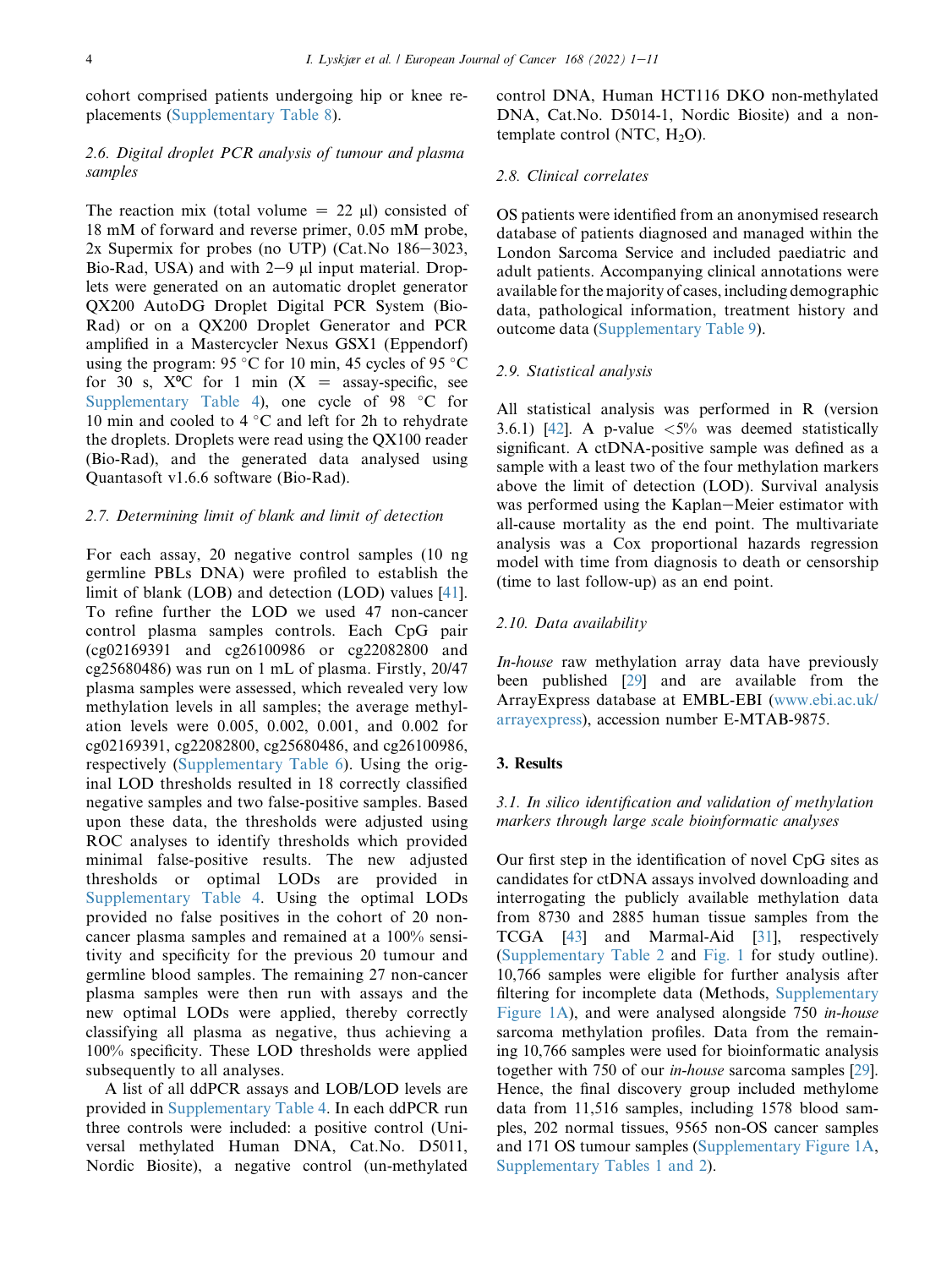cohort comprised patients undergoing hip or knee replacements (Supplementary Table 8).

### 2.6. Digital droplet PCR analysis of tumour and plasma samples

The reaction mix (total volume = 22 μl) consisted of 18 mM of forward and reverse primer, 0.05 mM probe, 2x Supermix for probes (no UTP) (Cat.No 186−3023, Bio-Rad, USA) and with 2−9 μl input material. Droplets were generated on an automatic droplet generator QX200 AutoDG Droplet Digital PCR System (Bio-Rad) or on a QX200 Droplet Generator and PCR amplified in a Mastercycler Nexus GSX1 (Eppendorf) using the program: 95 °C for 10 min, 45 cycles of 95 °C for 30 s, X°C for 1 min (X = assay-specific, see Supplementary Table 4), one cycle of 98 °C for 10 min and cooled to 4 °C and left for 2h to rehydrate the droplets. Droplets were read using the QX100 reader (Bio-Rad), and the generated data analysed using Quantasoft v1.6.6 software (Bio-Rad).

### 2.7. Determining limit of blank and limit of detection

For each assay, 20 negative control samples (10 ng germline PBLs DNA) were profiled to establish the limit of blank (LOB) and detection (LOD) values [41]. To refine further the LOD we used 47 non-cancer control plasma samples controls. Each CpG pair (cg02169391 and cg26100986 or cg22082800 and cg25680486) was run on 1 mL of plasma. Firstly, 20/47 plasma samples were assessed, which revealed very low methylation levels in all samples; the average methylation levels were 0.005, 0.002, 0.001, and 0.002 for cg02169391, cg22082800, cg25680486, and cg26100986, respectively (Supplementary Table 6). Using the original LOD thresholds resulted in 18 correctly classified negative samples and two false-positive samples. Based upon these data, the thresholds were adjusted using ROC analyses to identify thresholds which provided minimal false-positive results. The new adjusted thresholds or optimal LODs are provided in Supplementary Table 4. Using the optimal LODs provided no false positives in the cohort of 20 non-cancer plasma samples and remained at a 100% sensitivity and specificity for the previous 20 tumour and germline blood samples. The remaining 27 non-cancer plasma samples were then run with assays and the new optimal LODs were applied, thereby correctly classifying all plasma as negative, thus achieving a 100% specificity. These LOD thresholds were applied subsequently to all analyses.

A list of all ddPCR assays and LOB/LOD levels are provided in Supplementary Table 4. In each ddPCR run three controls were included: a positive control (Universal methylated Human DNA, Cat.No. D5011, Nordic Biosite), a negative control (un-methylated control DNA, Human HCT116 DKO non-methylated DNA, Cat.No. D5014-1, Nordic Biosite) and a non-template control (NTC, $H_2O$).

### 2.8. Clinical correlates

OS patients were identified from an anonymised research database of patients diagnosed and managed within the London Sarcoma Service and included paediatric and adult patients. Accompanying clinical annotations were available for the majority of cases, including demographic data, pathological information, treatment history and outcome data (Supplementary Table 9).

### 2.9. Statistical analysis

All statistical analysis was performed in R (version 3.6.1) [42]. A p-value <5% was deemed statistically significant. A ctDNA-positive sample was defined as a sample with a least two of the four methylation markers above the limit of detection (LOD). Survival analysis was performed using the Kaplan−Meier estimator with all-cause mortality as the end point. The multivariate analysis was a Cox proportional hazards regression model with time from diagnosis to death or censorship (time to last follow-up) as an end point.

### 2.10. Data availability

*In-house* raw methylation array data have previously been published [29] and are available from the ArrayExpress database at EMBL-EBI (www.ebi.ac.uk/arrayexpress), accession number E-MTAB-9875.

## 3. Results

### 3.1. In silico identification and validation of methylation markers through large scale bioinformatic analyses

Our first step in the identification of novel CpG sites as candidates for ctDNA assays involved downloading and interrogating the publicly available methylation data from 8730 and 2885 human tissue samples from the TCGA [43] and Marmal-Aid [31], respectively (Supplementary Table 2 and Fig. 1 for study outline). 10,766 samples were eligible for further analysis after filtering for incomplete data (Methods, Supplementary Figure 1A), and were analysed alongside 750 *in-house* sarcoma methylation profiles. Data from the remaining 10,766 samples were used for bioinformatic analysis together with 750 of our *in-house* sarcoma samples [29]. Hence, the final discovery group included methylome data from 11,516 samples, including 1578 blood samples, 202 normal tissues, 9565 non-OS cancer samples and 171 OS tumour samples (Supplementary Figure 1A, Supplementary Tables 1 and 2).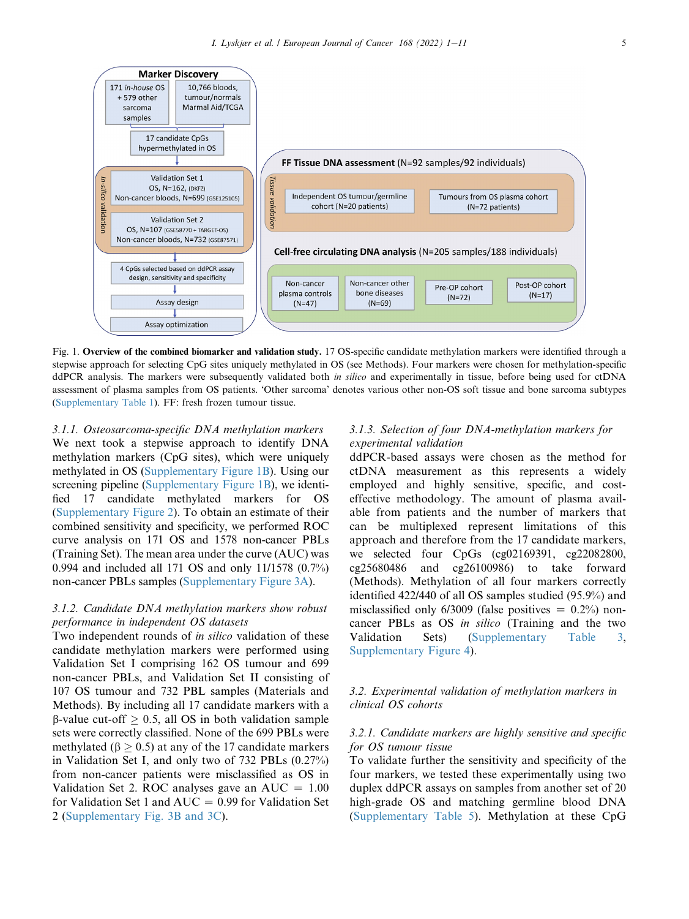Fig. 1. **Overview of the combined biomarker and validation study.** 17 OS-specific candidate methylation markers were identified through a stepwise approach for selecting CpG sites uniquely methylated in OS (see Methods). Four markers were chosen for methylation-specific ddPCR analysis. The markers were subsequently validated both *in silico* and experimentally in tissue, before being used for ctDNA assessment of plasma samples from OS patients. 'Other sarcoma' denotes various other non-OS soft tissue and bone sarcoma subtypes (Supplementary Table 1). FF: fresh frozen tumour tissue.

#### 3.1.1. Osteosarcoma-specific DNA methylation markers

We next took a stepwise approach to identify DNA methylation markers (CpG sites), which were uniquely methylated in OS (Supplementary Figure 1B). Using our screening pipeline (Supplementary Figure 1B), we identified 17 candidate methylated markers for OS (Supplementary Figure 2). To obtain an estimate of their combined sensitivity and specificity, we performed ROC curve analysis on 171 OS and 1578 non-cancer PBLs (Training Set). The mean area under the curve (AUC) was 0.994 and included all 171 OS and only 11/1578 (0.7%) non-cancer PBLs samples (Supplementary Figure 3A).

#### 3.1.2. Candidate DNA methylation markers show robust performance in independent OS datasets

Two independent rounds of *in silico* validation of these candidate methylation markers were performed using Validation Set I comprising 162 OS tumour and 699 non-cancer PBLs, and Validation Set II consisting of 107 OS tumour and 732 PBL samples (Materials and Methods). By including all 17 candidate markers with a β-value cut-off $\geq 0.5$, all OS in both validation sample sets were correctly classified. None of the 699 PBLs were methylated ($\beta \geq 0.5$) at any of the 17 candidate markers in Validation Set I, and only two of 732 PBLs (0.27%) from non-cancer patients were misclassified as OS in Validation Set 2. ROC analyses gave an AUC = 1.00 for Validation Set 1 and AUC = 0.99 for Validation Set 2 (Supplementary Fig. 3B and 3C).

#### 3.1.3. Selection of four DNA-methylation markers for experimental validation

ddPCR-based assays were chosen as the method for ctDNA measurement as this represents a widely employed and highly sensitive, specific, and cost-effective methodology. The amount of plasma available from patients and the number of markers that can be multiplexed represent limitations of this approach and therefore from the 17 candidate markers, we selected four CpGs (cg02169391, cg22082800, cg25680486 and cg26100986) to take forward (Methods). Methylation of all four markers correctly identified 422/440 of all OS samples studied (95.9%) and misclassified only 6/3009 (false positives = 0.2%) non-cancer PBLs as OS *in silico* (Training and the two Validation Sets) (Supplementary Table 3, Supplementary Figure 4).

### 3.2. Experimental validation of methylation markers in clinical OS cohorts

#### 3.2.1. Candidate markers are highly sensitive and specific for OS tumour tissue

To validate further the sensitivity and specificity of the four markers, we tested these experimentally using two duplex ddPCR assays on samples from another set of 20 high-grade OS and matching germline blood DNA (Supplementary Table 5). Methylation at these CpG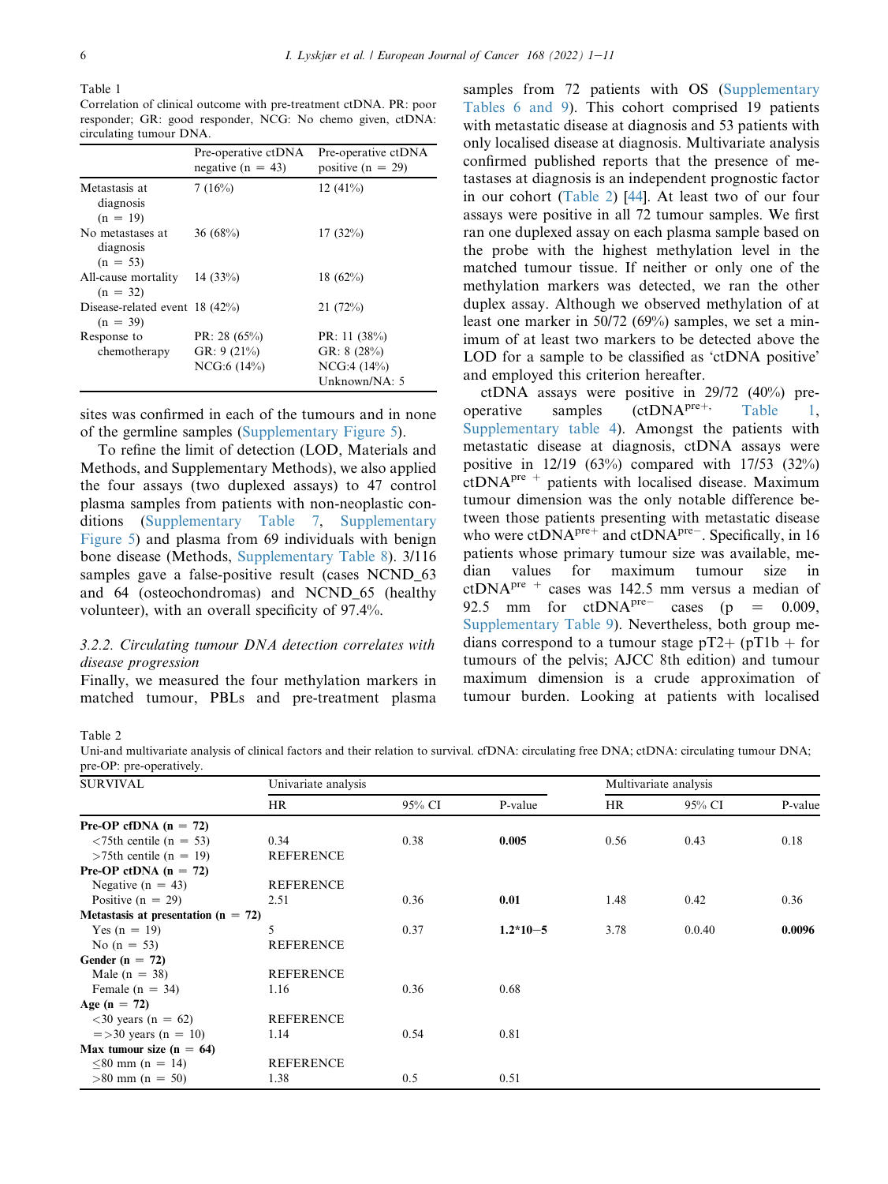Table 1
Correlation of clinical outcome with pre-treatment ctDNA. PR: poor responder; GR: good responder, NCG: No chemo given, ctDNA: circulating tumour DNA.

| | Pre-operative ctDNA negative (n = 43) | Pre-operative ctDNA positive (n = 29) |
|---|---|---|
| Metastasis at diagnosis (n = 19) | 7 (16%) | 12 (41%) |
| No metastases at diagnosis (n = 53) | 36 (68%) | 17 (32%) |
| All-cause mortality (n = 32) | 14 (33%) | 18 (62%) |
| Disease-related event (n = 39) | 18 (42%) | 21 (72%) |
| Response to chemotherapy | PR: 28 (65%)<br>GR: 9 (21%)<br>NCG:6 (14%) | PR: 11 (38%)<br>GR: 8 (28%)<br>NCG:4 (14%)<br>Unknown/NA: 5 |

sites was confirmed in each of the tumours and in none of the germline samples (Supplementary Figure 5).

To refine the limit of detection (LOD, Materials and Methods, and Supplementary Methods), we also applied the four assays (two duplexed assays) to 47 control plasma samples from patients with non-neoplastic conditions (Supplementary Table 7, Supplementary Figure 5) and plasma from 69 individuals with benign bone disease (Methods, Supplementary Table 8). 3/116 samples gave a false-positive result (cases NCND_63 and 64 (osteochondromas) and NCND_65 (healthy volunteer), with an overall specificity of 97.4%.

#### 3.2.2. Circulating tumour DNA detection correlates with disease progression

Finally, we measured the four methylation markers in matched tumour, PBLs and pre-treatment plasma samples from 72 patients with OS (Supplementary Tables 6 and 9). This cohort comprised 19 patients with metastatic disease at diagnosis and 53 patients with only localised disease at diagnosis. Multivariate analysis confirmed published reports that the presence of metastases at diagnosis is an independent prognostic factor in our cohort (Table 2) [44]. At least two of our four assays were positive in all 72 tumour samples. We first ran one duplexed assay on each plasma sample based on the probe with the highest methylation level in the matched tumour tissue. If neither or only one of the methylation markers was detected, we ran the other duplex assay. Although we observed methylation of at least one marker in 50/72 (69%) samples, we set a minimum of at least two markers to be detected above the LOD for a sample to be classified as 'ctDNA positive' and employed this criterion hereafter.

ctDNA assays were positive in 29/72 (40%) pre-operative samples (ctDNA$^{pre+}$, Table 1, Supplementary table 4). Amongst the patients with metastatic disease at diagnosis, ctDNA assays were positive in 12/19 (63%) compared with 17/53 (32%) ctDNA$^{pre+}$ patients with localised disease. Maximum tumour dimension was the only notable difference between those patients presenting with metastatic disease who were ctDNA$^{pre+}$ and ctDNA$^{pre-}$. Specifically, in 16 patients whose primary tumour size was available, median values for maximum tumour size in ctDNA$^{pre+}$ cases was 142.5 mm versus a median of 92.5 mm for ctDNA$^{pre-}$ cases ($p = 0.009$, Supplementary Table 9). Nevertheless, both group medians correspond to a tumour stage pT2+ (pT1b + for tumours of the pelvis; AJCC 8th edition) and tumour maximum dimension is a crude approximation of tumour burden. Looking at patients with localised

Table 2
Uni-and multivariate analysis of clinical factors and their relation to survival. cfDNA: circulating free DNA; ctDNA: circulating tumour DNA; pre-OP: pre-operatively.

| SURVIVAL | Univariate analysis | | | Multivariate analysis | | |
|---|---|---|---|---|---|---|
| | HR | 95% CI | P-value | HR | 95% CI | P-value |
| **Pre-OP cfDNA (n = 72)** | | | | | | |
| <75th centile (n = 53) | 0.34 | 0.38 | **0.005** | 0.56 | 0.43 | 0.18 |
| >75th centile (n = 19) | REFERENCE | | | | | |
| **Pre-OP ctDNA (n = 72)** | | | | | | |
| Negative (n = 43) | REFERENCE | | | | | |
| Positive (n = 29) | 2.51 | 0.36 | **0.01** | 1.48 | 0.42 | 0.36 |
| **Metastasis at presentation (n = 72)** | | | | | | |
| Yes (n = 19) | 5 | 0.37 | **1.2*10−5** | 3.78 | 0.0.40 | **0.0096** |
| No (n = 53) | REFERENCE | | | | | |
| **Gender (n = 72)** | | | | | | |
| Male (n = 38) | REFERENCE | | | | | |
| Female (n = 34) | 1.16 | 0.36 | 0.68 | | | |
| **Age (n = 72)** | | | | | | |
| <30 years (n = 62) | REFERENCE | | | | | |
| =>30 years (n = 10) | 1.14 | 0.54 | 0.81 | | | |
| **Max tumour size (n = 64)** | | | | | | |
| ≤80 mm (n = 14) | REFERENCE | | | | | |
| >80 mm (n = 50) | 1.38 | 0.5 | 0.51 | | | |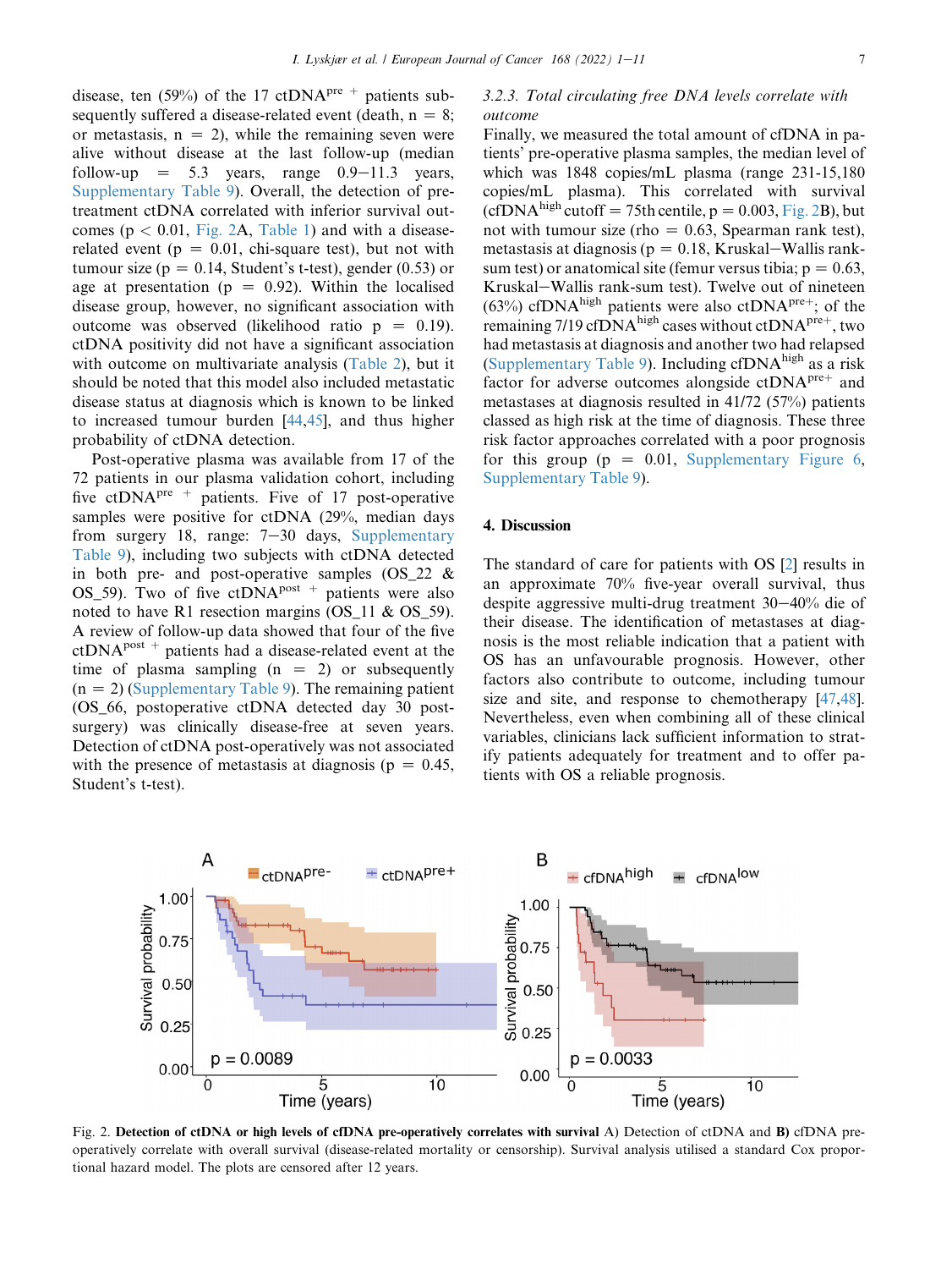disease, ten (59%) of the 17 $ctDNA^{pre+}$ patients subsequently suffered a disease-related event (death, n = 8; or metastasis, n = 2), while the remaining seven were alive without disease at the last follow-up (median follow-up = 5.3 years, range 0.9−11.3 years, Supplementary Table 9). Overall, the detection of pretreatment ctDNA correlated with inferior survival outcomes ($p < 0.01$, Fig. 2A, Table 1) and with a disease-related event ($p = 0.01$, chi-square test), but not with tumour size ($p = 0.14$, Student's t-test), gender (0.53) or age at presentation ($p = 0.92$). Within the localised disease group, however, no significant association with outcome was observed (likelihood ratio $p = 0.19$). ctDNA positivity did not have a significant association with outcome on multivariate analysis (Table 2), but it should be noted that this model also included metastatic disease status at diagnosis which is known to be linked to increased tumour burden [44,45], and thus higher probability of ctDNA detection.

Post-operative plasma was available from 17 of the 72 patients in our plasma validation cohort, including five $ctDNA^{pre+}$ patients. Five of 17 post-operative samples were positive for ctDNA (29%, median days from surgery 18, range: 7−30 days, Supplementary Table 9), including two subjects with ctDNA detected in both pre- and post-operative samples (OS_22 & OS_59). Two of five $ctDNA^{post+}$ patients were also noted to have R1 resection margins (OS_11 & OS_59). A review of follow-up data showed that four of the five $ctDNA^{post+}$ patients had a disease-related event at the time of plasma sampling (n = 2) or subsequently (n = 2) (Supplementary Table 9). The remaining patient (OS_66, postoperative ctDNA detected day 30 post-surgery) was clinically disease-free at seven years. Detection of ctDNA post-operatively was not associated with the presence of metastasis at diagnosis ($p = 0.45$, Student's t-test).

#### 3.2.3. Total circulating free DNA levels correlate with outcome

Finally, we measured the total amount of cfDNA in patients' pre-operative plasma samples, the median level of which was 1848 copies/mL plasma (range 231-15,180 copies/mL plasma). This correlated with survival ($cfDNA^{high}$ cutoff = 75th centile, $p = 0.003$, Fig. 2B), but not with tumour size (rho = 0.63, Spearman rank test), metastasis at diagnosis ($p = 0.18$, Kruskal−Wallis rank-sum test) or anatomical site (femur versus tibia; $p = 0.63$, Kruskal−Wallis rank-sum test). Twelve out of nineteen (63%) $cfDNA^{high}$ patients were also $ctDNA^{pre+}$; of the remaining 7/19 $cfDNA^{high}$ cases without $ctDNA^{pre+}$, two had metastasis at diagnosis and another two had relapsed (Supplementary Table 9). Including $cfDNA^{high}$ as a risk factor for adverse outcomes alongside $ctDNA^{pre+}$ and metastases at diagnosis resulted in 41/72 (57%) patients classed as high risk at the time of diagnosis. These three risk factor approaches correlated with a poor prognosis for this group ($p = 0.01$, Supplementary Figure 6, Supplementary Table 9).

## 4. Discussion

The standard of care for patients with OS [2] results in an approximate 70% five-year overall survival, thus despite aggressive multi-drug treatment 30−40% die of their disease. The identification of metastases at diagnosis is the most reliable indication that a patient with OS has an unfavourable prognosis. However, other factors also contribute to outcome, including tumour size and site, and response to chemotherapy [47,48]. Nevertheless, even when combining all of these clinical variables, clinicians lack sufficient information to stratify patients adequately for treatment and to offer patients with OS a reliable prognosis.

Fig. 2. **Detection of ctDNA or high levels of cfDNA pre-operatively correlates with survival** A) Detection of ctDNA and **B)** cfDNA pre-operatively correlate with overall survival (disease-related mortality or censorship). Survival analysis utilised a standard Cox proportional hazard model. The plots are censored after 12 years.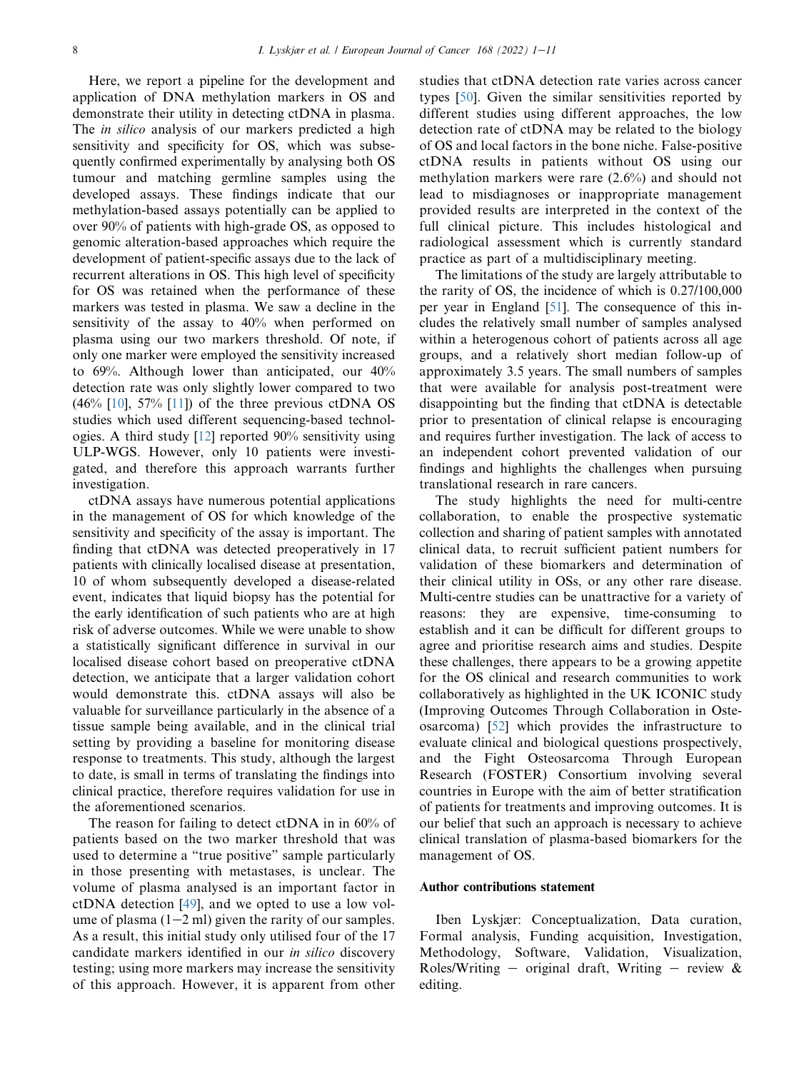Here, we report a pipeline for the development and application of DNA methylation markers in OS and demonstrate their utility in detecting ctDNA in plasma. The *in silico* analysis of our markers predicted a high sensitivity and specificity for OS, which was subsequently confirmed experimentally by analysing both OS tumour and matching germline samples using the developed assays. These findings indicate that our methylation-based assays potentially can be applied to over 90% of patients with high-grade OS, as opposed to genomic alteration-based approaches which require the development of patient-specific assays due to the lack of recurrent alterations in OS. This high level of specificity for OS was retained when the performance of these markers was tested in plasma. We saw a decline in the sensitivity of the assay to 40% when performed on plasma using our two markers threshold. Of note, if only one marker were employed the sensitivity increased to 69%. Although lower than anticipated, our 40% detection rate was only slightly lower compared to two (46% [10], 57% [11]) of the three previous ctDNA OS studies which used different sequencing-based technologies. A third study [12] reported 90% sensitivity using ULP-WGS. However, only 10 patients were investigated, and therefore this approach warrants further investigation.

ctDNA assays have numerous potential applications in the management of OS for which knowledge of the sensitivity and specificity of the assay is important. The finding that ctDNA was detected preoperatively in 17 patients with clinically localised disease at presentation, 10 of whom subsequently developed a disease-related event, indicates that liquid biopsy has the potential for the early identification of such patients who are at high risk of adverse outcomes. While we were unable to show a statistically significant difference in survival in our localised disease cohort based on preoperative ctDNA detection, we anticipate that a larger validation cohort would demonstrate this. ctDNA assays will also be valuable for surveillance particularly in the absence of a tissue sample being available, and in the clinical trial setting by providing a baseline for monitoring disease response to treatments. This study, although the largest to date, is small in terms of translating the findings into clinical practice, therefore requires validation for use in the aforementioned scenarios.

The reason for failing to detect ctDNA in in 60% of patients based on the two marker threshold that was used to determine a "true positive" sample particularly in those presenting with metastases, is unclear. The volume of plasma analysed is an important factor in ctDNA detection [49], and we opted to use a low volume of plasma (1−2 ml) given the rarity of our samples. As a result, this initial study only utilised four of the 17 candidate markers identified in our *in silico* discovery testing; using more markers may increase the sensitivity of this approach. However, it is apparent from other studies that ctDNA detection rate varies across cancer types [50]. Given the similar sensitivities reported by different studies using different approaches, the low detection rate of ctDNA may be related to the biology of OS and local factors in the bone niche. False-positive ctDNA results in patients without OS using our methylation markers were rare (2.6%) and should not lead to misdiagnoses or inappropriate management provided results are interpreted in the context of the full clinical picture. This includes histological and radiological assessment which is currently standard practice as part of a multidisciplinary meeting.

The limitations of the study are largely attributable to the rarity of OS, the incidence of which is 0.27/100,000 per year in England [51]. The consequence of this includes the relatively small number of samples analysed within a heterogenous cohort of patients across all age groups, and a relatively short median follow-up of approximately 3.5 years. The small numbers of samples that were available for analysis post-treatment were disappointing but the finding that ctDNA is detectable prior to presentation of clinical relapse is encouraging and requires further investigation. The lack of access to an independent cohort prevented validation of our findings and highlights the challenges when pursuing translational research in rare cancers.

The study highlights the need for multi-centre collaboration, to enable the prospective systematic collection and sharing of patient samples with annotated clinical data, to recruit sufficient patient numbers for validation of these biomarkers and determination of their clinical utility in OSs, or any other rare disease. Multi-centre studies can be unattractive for a variety of reasons: they are expensive, time-consuming to establish and it can be difficult for different groups to agree and prioritise research aims and studies. Despite these challenges, there appears to be a growing appetite for the OS clinical and research communities to work collaboratively as highlighted in the UK ICONIC study (Improving Outcomes Through Collaboration in Osteosarcoma) [52] which provides the infrastructure to evaluate clinical and biological questions prospectively, and the Fight Osteosarcoma Through European Research (FOSTER) Consortium involving several countries in Europe with the aim of better stratification of patients for treatments and improving outcomes. It is our belief that such an approach is necessary to achieve clinical translation of plasma-based biomarkers for the management of OS.

## Author contributions statement

Iben Lyskjær: Conceptualization, Data curation, Formal analysis, Funding acquisition, Investigation, Methodology, Software, Validation, Visualization, Roles/Writing − original draft, Writing − review & editing.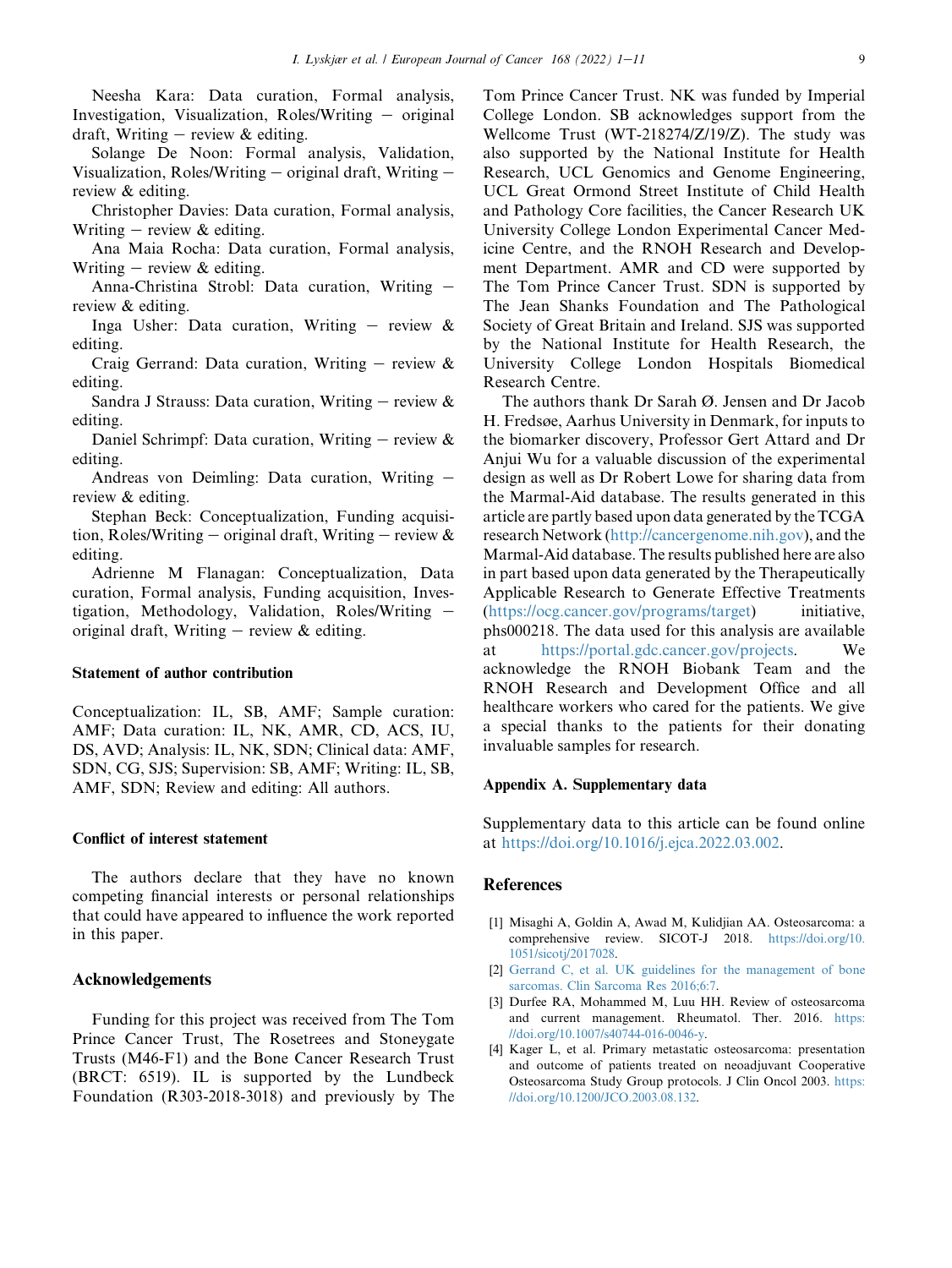Neesha Kara: Data curation, Formal analysis, Investigation, Visualization, Roles/Writing – original draft, Writing – review & editing.

Solange De Noon: Formal analysis, Validation, Visualization, Roles/Writing – original draft, Writing – review & editing.

Christopher Davies: Data curation, Formal analysis, Writing – review & editing.

Ana Maia Rocha: Data curation, Formal analysis, Writing – review & editing.

Anna-Christina Strobl: Data curation, Writing – review & editing.

Inga Usher: Data curation, Writing – review & editing.

Craig Gerrand: Data curation, Writing – review & editing.

Sandra J Strauss: Data curation, Writing – review & editing.

Daniel Schrimpf: Data curation, Writing – review & editing.

Andreas von Deimling: Data curation, Writing – review & editing.

Stephan Beck: Conceptualization, Funding acquisition, Roles/Writing – original draft, Writing – review & editing.

Adrienne M Flanagan: Conceptualization, Data curation, Formal analysis, Funding acquisition, Investigation, Methodology, Validation, Roles/Writing – original draft, Writing – review & editing.

### Statement of author contribution

Conceptualization: IL, SB, AMF; Sample curation: AMF; Data curation: IL, NK, AMR, CD, ACS, IU, DS, AVD; Analysis: IL, NK, SDN; Clinical data: AMF, SDN, CG, SJS; Supervision: SB, AMF; Writing: IL, SB, AMF, SDN; Review and editing: All authors.

### Conflict of interest statement

The authors declare that they have no known competing financial interests or personal relationships that could have appeared to influence the work reported in this paper.

## Acknowledgements

Funding for this project was received from The Tom Prince Cancer Trust, The Rosetrees and Stoneygate Trusts (M46-F1) and the Bone Cancer Research Trust (BRCT: 6519). IL is supported by the Lundbeck Foundation (R303-2018-3018) and previously by The Tom Prince Cancer Trust. NK was funded by Imperial College London. SB acknowledges support from the Wellcome Trust (WT-218274/Z/19/Z). The study was also supported by the National Institute for Health Research, UCL Genomics and Genome Engineering, UCL Great Ormond Street Institute of Child Health and Pathology Core facilities, the Cancer Research UK University College London Experimental Cancer Medicine Centre, and the RNOH Research and Development Department. AMR and CD were supported by The Tom Prince Cancer Trust. SDN is supported by The Jean Shanks Foundation and The Pathological Society of Great Britain and Ireland. SJS was supported by the National Institute for Health Research, the University College London Hospitals Biomedical Research Centre.

The authors thank Dr Sarah Ø. Jensen and Dr Jacob H. Fredsøe, Aarhus University in Denmark, for inputs to the biomarker discovery, Professor Gert Attard and Dr Anjui Wu for a valuable discussion of the experimental design as well as Dr Robert Lowe for sharing data from the Marmal-Aid database. The results generated in this article are partly based upon data generated by the TCGA research Network (http://cancergenome.nih.gov), and the Marmal-Aid database. The results published here are also in part based upon data generated by the Therapeutically Applicable Research to Generate Effective Treatments (https://ocg.cancer.gov/programs/target) initiative, phs000218. The data used for this analysis are available at https://portal.gdc.cancer.gov/projects. We acknowledge the RNOH Biobank Team and the RNOH Research and Development Office and all healthcare workers who cared for the patients. We give a special thanks to the patients for their donating invaluable samples for research.

### Appendix A. Supplementary data

Supplementary data to this article can be found online at https://doi.org/10.1016/j.ejca.2022.03.002.

## References

[1] Misaghi A, Goldin A, Awad M, Kulidjian AA. Osteosarcoma: a comprehensive review. SICOT-J 2018. https://doi.org/10.1051/sicotj/2017028.

[2] Gerrand C, et al. UK guidelines for the management of bone sarcomas. Clin Sarcoma Res 2016;6:7.

[3] Durfee RA, Mohammed M, Luu HH. Review of osteosarcoma and current management. Rheumatol. Ther. 2016. https://doi.org/10.1007/s40744-016-0046-y.

[4] Kager L, et al. Primary metastatic osteosarcoma: presentation and outcome of patients treated on neoadjuvant Cooperative Osteosarcoma Study Group protocols. J Clin Oncol 2003. https://doi.org/10.1200/JCO.2003.08.132.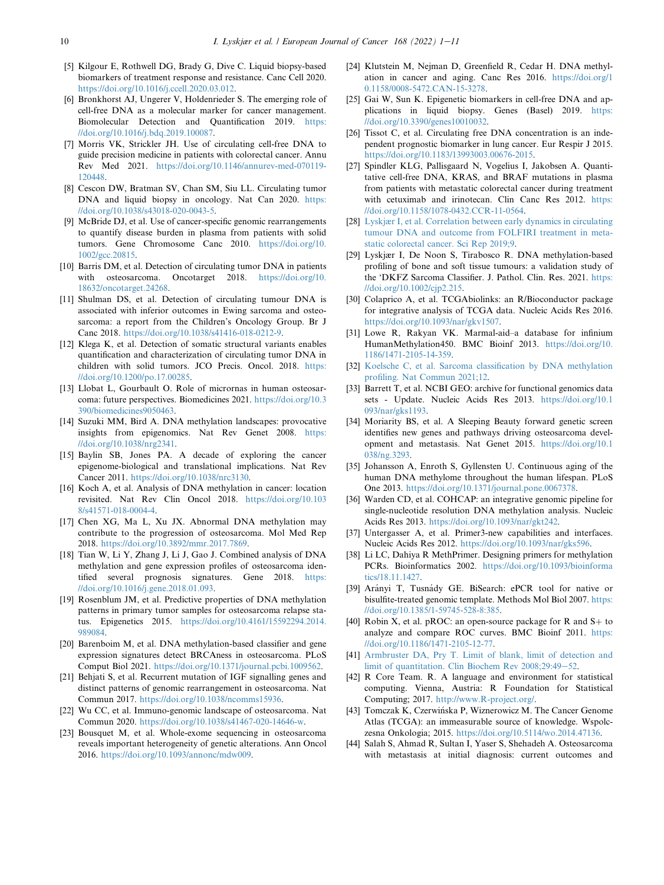[5] Kilgour E, Rothwell DG, Brady G, Dive C. Liquid biopsy-based biomarkers of treatment response and resistance. Canc Cell 2020. https://doi.org/10.1016/j.ccell.2020.03.012.

[6] Bronkhorst AJ, Ungerer V, Holdenrieder S. The emerging role of cell-free DNA as a molecular marker for cancer management. Biomolecular Detection and Quantification 2019. https://doi.org/10.1016/j.bdq.2019.100087.

[7] Morris VK, Strickler JH. Use of circulating cell-free DNA to guide precision medicine in patients with colorectal cancer. Annu Rev Med 2021. https://doi.org/10.1146/annurev-med-070119-120448.

[8] Cescon DW, Bratman SV, Chan SM, Siu LL. Circulating tumor DNA and liquid biopsy in oncology. Nat Can 2020. https://doi.org/10.1038/s43018-020-0043-5.

[9] McBride DJ, et al. Use of cancer-specific genomic rearrangements to quantify disease burden in plasma from patients with solid tumors. Gene Chromosome Canc 2010. https://doi.org/10.1002/gcc.20815.

[10] Barris DM, et al. Detection of circulating tumor DNA in patients with osteosarcoma. Oncotarget 2018. https://doi.org/10.18632/oncotarget.24268.

[11] Shulman DS, et al. Detection of circulating tumour DNA is associated with inferior outcomes in Ewing sarcoma and osteosarcoma: a report from the Children's Oncology Group. Br J Canc 2018. https://doi.org/10.1038/s41416-018-0212-9.

[12] Klega K, et al. Detection of somatic structural variants enables quantification and characterization of circulating tumor DNA in children with solid tumors. JCO Precis. Oncol. 2018. https://doi.org/10.1200/po.17.00285.

[13] Llobat L, Gourbault O. Role of micrornas in human osteosarcoma: future perspectives. Biomedicines 2021. https://doi.org/10.3390/biomedicines9050463.

[14] Suzuki MM, Bird A. DNA methylation landscapes: provocative insights from epigenomics. Nat Rev Genet 2008. https://doi.org/10.1038/nrg2341.

[15] Baylin SB, Jones PA. A decade of exploring the cancer epigenome-biological and translational implications. Nat Rev Cancer 2011. https://doi.org/10.1038/nrc3130.

[16] Koch A, et al. Analysis of DNA methylation in cancer: location revisited. Nat Rev Clin Oncol 2018. https://doi.org/10.1038/s41571-018-0004-4.

[17] Chen XG, Ma L, Xu JX. Abnormal DNA methylation may contribute to the progression of osteosarcoma. Mol Med Rep 2018. https://doi.org/10.3892/mmr.2017.7869.

[18] Tian W, Li Y, Zhang J, Li J, Gao J. Combined analysis of DNA methylation and gene expression profiles of osteosarcoma identified several prognosis signatures. Gene 2018. https://doi.org/10.1016/j.gene.2018.01.093.

[19] Rosenblum JM, et al. Predictive properties of DNA methylation patterns in primary tumor samples for osteosarcoma relapse status. Epigenetics 2015. https://doi.org/10.4161/15592294.2014.989084.

[20] Barenboim M, et al. DNA methylation-based classifier and gene expression signatures detect BRCAness in osteosarcoma. PLoS Comput Biol 2021. https://doi.org/10.1371/journal.pcbi.1009562.

[21] Behjati S, et al. Recurrent mutation of IGF signalling genes and distinct patterns of genomic rearrangement in osteosarcoma. Nat Commun 2017. https://doi.org/10.1038/ncomms15936.

[22] Wu CC, et al. Immuno-genomic landscape of osteosarcoma. Nat Commun 2020. https://doi.org/10.1038/s41467-020-14646-w.

[23] Bousquet M, et al. Whole-exome sequencing in osteosarcoma reveals important heterogeneity of genetic alterations. Ann Oncol 2016. https://doi.org/10.1093/annonc/mdw009.

[24] Klutstein M, Nejman D, Greenfield R, Cedar H. DNA methylation in cancer and aging. Canc Res 2016. https://doi.org/10.1158/0008-5472.CAN-15-3278.

[25] Gai W, Sun K. Epigenetic biomarkers in cell-free DNA and applications in liquid biopsy. Genes (Basel) 2019. https://doi.org/10.3390/genes10010032.

[26] Tissot C, et al. Circulating free DNA concentration is an independent prognostic biomarker in lung cancer. Eur Respir J 2015. https://doi.org/10.1183/13993003.00676-2015.

[27] Spindler KLG, Pallisgaard N, Vogelius I, Jakobsen A. Quantitative cell-free DNA, KRAS, and BRAF mutations in plasma from patients with metastatic colorectal cancer during treatment with cetuximab and irinotecan. Clin Canc Res 2012. https://doi.org/10.1158/1078-0432.CCR-11-0564.

[28] Lyskjær I, et al. Correlation between early dynamics in circulating tumour DNA and outcome from FOLFIRI treatment in metastatic colorectal cancer. Sci Rep 2019;9.

[29] Lyskjær I, De Noon S, Tirabosco R. DNA methylation-based profiling of bone and soft tissue tumours: a validation study of the 'DKFZ Sarcoma Classifier. J. Pathol. Clin. Res. 2021. https://doi.org/10.1002/cjp2.215.

[30] Colaprico A, et al. TCGAbiolinks: an R/Bioconductor package for integrative analysis of TCGA data. Nucleic Acids Res 2016. https://doi.org/10.1093/nar/gkv1507.

[31] Lowe R, Rakyan VK. Marmal-aid–a database for infinium HumanMethylation450. BMC Bioinf 2013. https://doi.org/10.1186/1471-2105-14-359.

[32] Koelsche C, et al. Sarcoma classification by DNA methylation profiling. Nat Commun 2021;12.

[33] Barrett T, et al. NCBI GEO: archive for functional genomics data sets - Update. Nucleic Acids Res 2013. https://doi.org/10.1093/nar/gks1193.

[34] Moriarity BS, et al. A Sleeping Beauty forward genetic screen identifies new genes and pathways driving osteosarcoma development and metastasis. Nat Genet 2015. https://doi.org/10.1038/ng.3293.

[35] Johansson A, Enroth S, Gyllensten U. Continuous aging of the human DNA methylome throughout the human lifespan. PLoS One 2013. https://doi.org/10.1371/journal.pone.0067378.

[36] Warden CD, et al. COHCAP: an integrative genomic pipeline for single-nucleotide resolution DNA methylation analysis. Nucleic Acids Res 2013. https://doi.org/10.1093/nar/gkt242.

[37] Untergasser A, et al. Primer3-new capabilities and interfaces. Nucleic Acids Res 2012. https://doi.org/10.1093/nar/gks596.

[38] Li LC, Dahiya R MethPrimer. Designing primers for methylation PCRs. Bioinformatics 2002. https://doi.org/10.1093/bioinformatics/18.11.1427.

[39] Arányi T, Tusnády GE. BiSearch: ePCR tool for native or bisulfite-treated genomic template. Methods Mol Biol 2007. https://doi.org/10.1385/1-59745-528-8:385.

[40] Robin X, et al. pROC: an open-source package for R and S+ to analyze and compare ROC curves. BMC Bioinf 2011. https://doi.org/10.1186/1471-2105-12-77.

[41] Armbruster DA, Pry T. Limit of blank, limit of detection and limit of quantitation. Clin Biochem Rev 2008;29:49−52.

[42] R Core Team. R. A language and environment for statistical computing. Vienna, Austria: R Foundation for Statistical Computing; 2017. http://www.R-project.org/.

[43] Tomczak K, Czerwińska P, Wiznerowicz M. The Cancer Genome Atlas (TCGA): an immeasurable source of knowledge. Wspolczesna Onkologia; 2015. https://doi.org/10.5114/wo.2014.47136.

[44] Salah S, Ahmad R, Sultan I, Yaser S, Shehadeh A. Osteosarcoma with metastasis at initial diagnosis: current outcomes and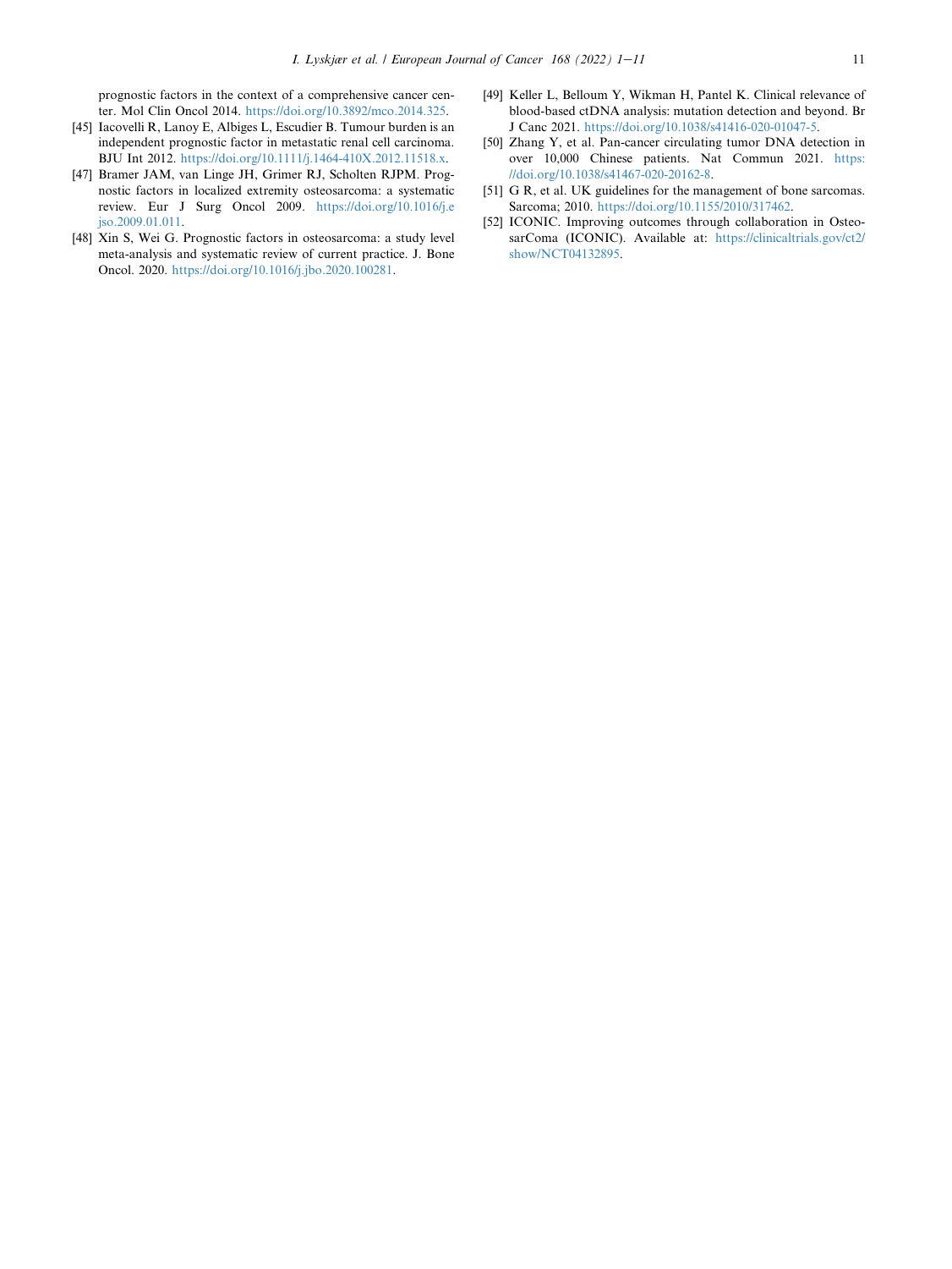prognostic factors in the context of a comprehensive cancer center. Mol Clin Oncol 2014. https://doi.org/10.3892/mco.2014.325.

[45] Iacovelli R, Lanoy E, Albiges L, Escudier B. Tumour burden is an independent prognostic factor in metastatic renal cell carcinoma. BJU Int 2012. https://doi.org/10.1111/j.1464-410X.2012.11518.x.

[47] Bramer JAM, van Linge JH, Grimer RJ, Scholten RJPM. Prognostic factors in localized extremity osteosarcoma: a systematic review. Eur J Surg Oncol 2009. https://doi.org/10.1016/j.ejso.2009.01.011.

[48] Xin S, Wei G. Prognostic factors in osteosarcoma: a study level meta-analysis and systematic review of current practice. J. Bone Oncol. 2020. https://doi.org/10.1016/j.jbo.2020.100281.

[49] Keller L, Belloum Y, Wikman H, Pantel K. Clinical relevance of blood-based ctDNA analysis: mutation detection and beyond. Br J Canc 2021. https://doi.org/10.1038/s41416-020-01047-5.

[50] Zhang Y, et al. Pan-cancer circulating tumor DNA detection in over 10,000 Chinese patients. Nat Commun 2021. https://doi.org/10.1038/s41467-020-20162-8.

[51] G R, et al. UK guidelines for the management of bone sarcomas. Sarcoma; 2010. https://doi.org/10.1155/2010/317462.

[52] ICONIC. Improving outcomes through collaboration in OsteosarComa (ICONIC). Available at: https://clinicaltrials.gov/ct2/show/NCT04132895.